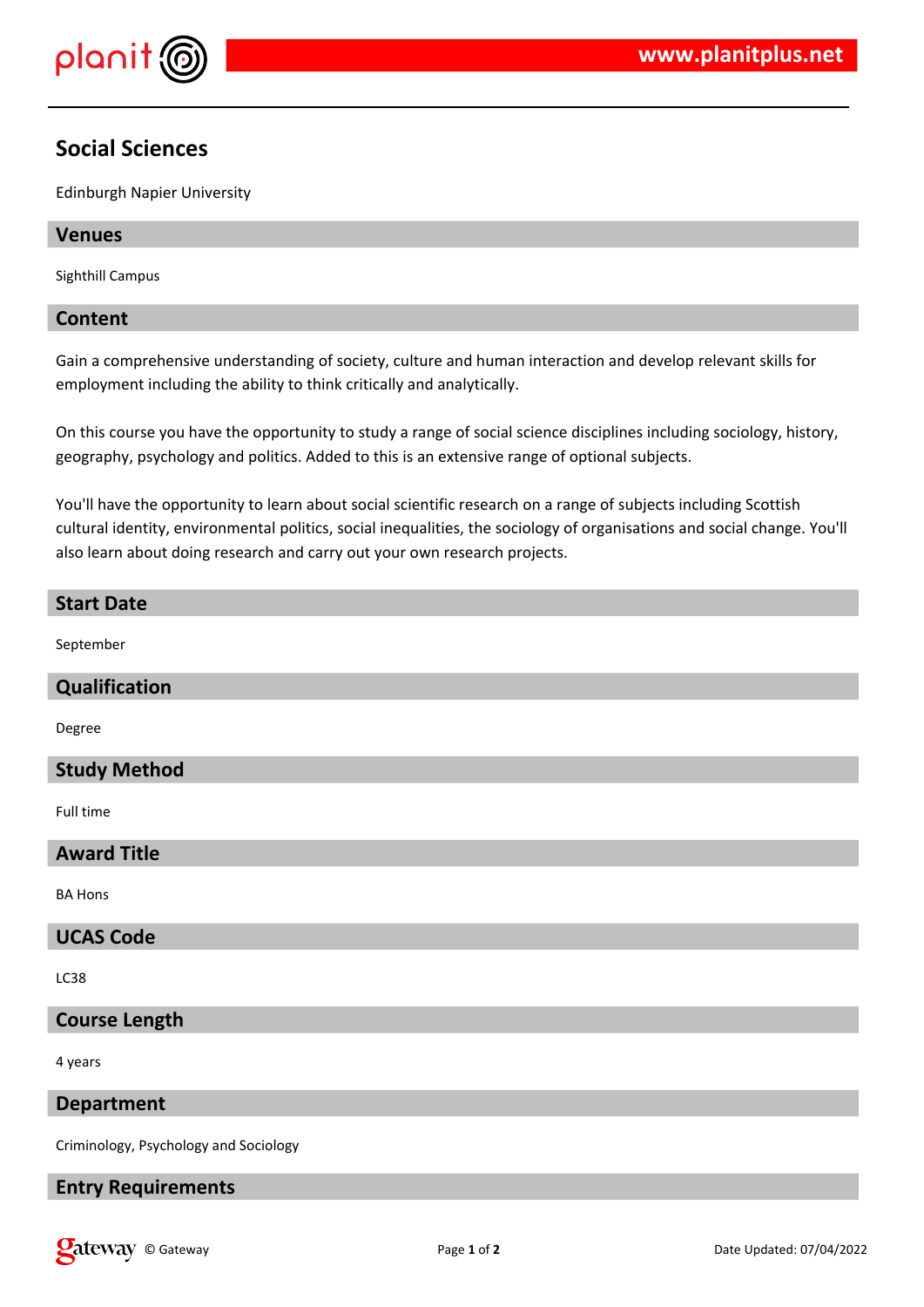# Social Sciences

Edinburgh Napier University

## Venues

Sighthill Campus

## Content

Gain a comprehensive understanding of society, culture and human interaction and develop relevant skills for employment including the ability to think critically and analytically.

On this course you have the opportunity to study a range of social science disciplines including sociology, history, geography, psychology and politics. Added to this is an extensive range of optional subjects.

You'll have the opportunity to learn about social scientific research on a range of subjects including Scottish cultural identity, environmental politics, social inequalities, the sociology of organisations and social change. You'll also learn about doing research and carry out your own research projects.

## Start Date

September

## Qualification

Degree

## Study Method

Full time

## Award Title

BA Hons

## UCAS Code

LC38

## Course Length

4 years

## Department

Criminology, Psychology and Sociology

## Entry Requirements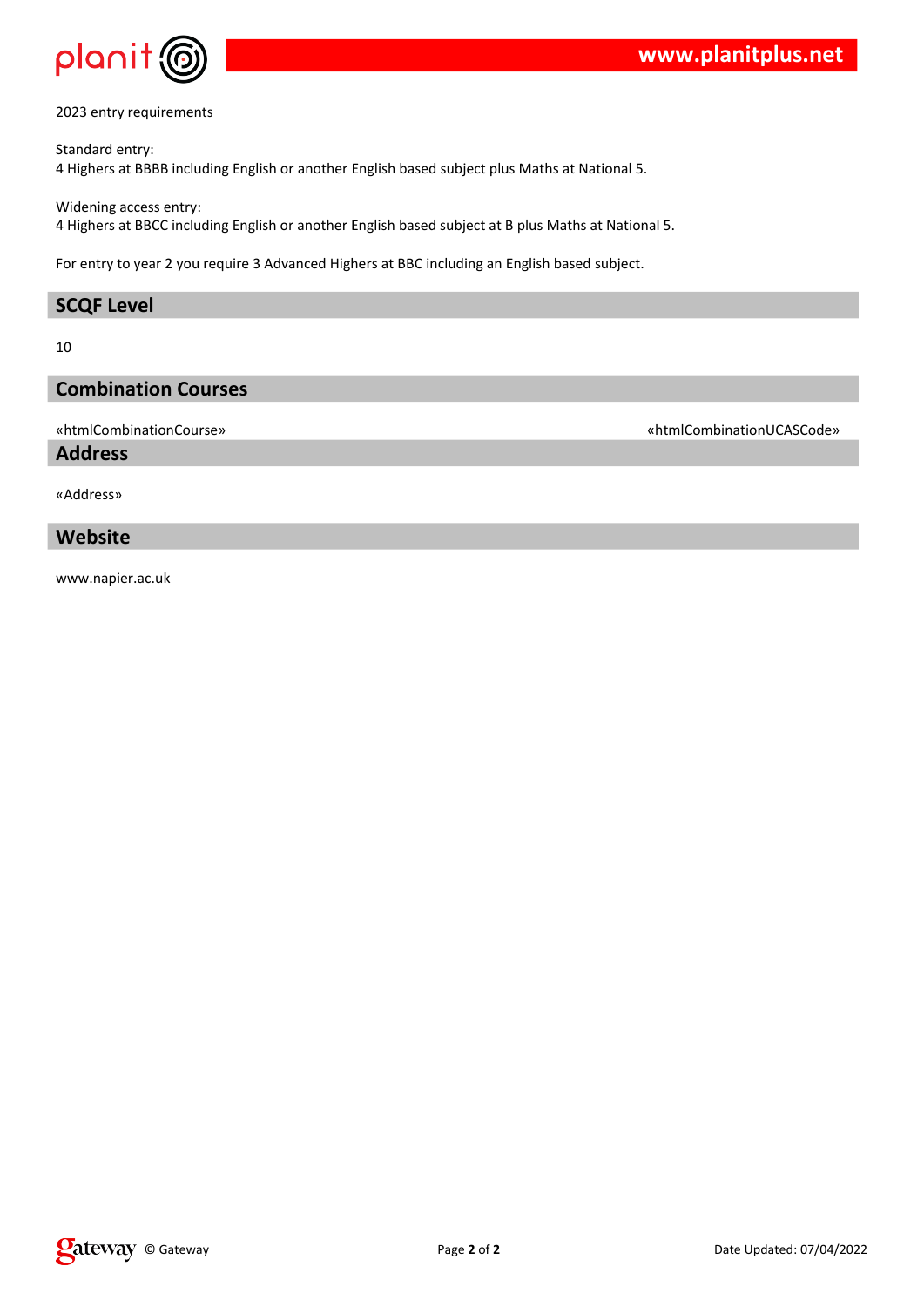2023 entry requirements

Standard entry:
4 Highers at BBBB including English or another English based subject plus Maths at National 5.

Widening access entry:
4 Highers at BBCC including English or another English based subject at B plus Maths at National 5.

For entry to year 2 you require 3 Advanced Highers at BBC including an English based subject.

## SCQF Level

10

## Combination Courses

«htmlCombinationCourse» «htmlCombinationUCASCode»

## Address

«Address»

## Website

www.napier.ac.uk